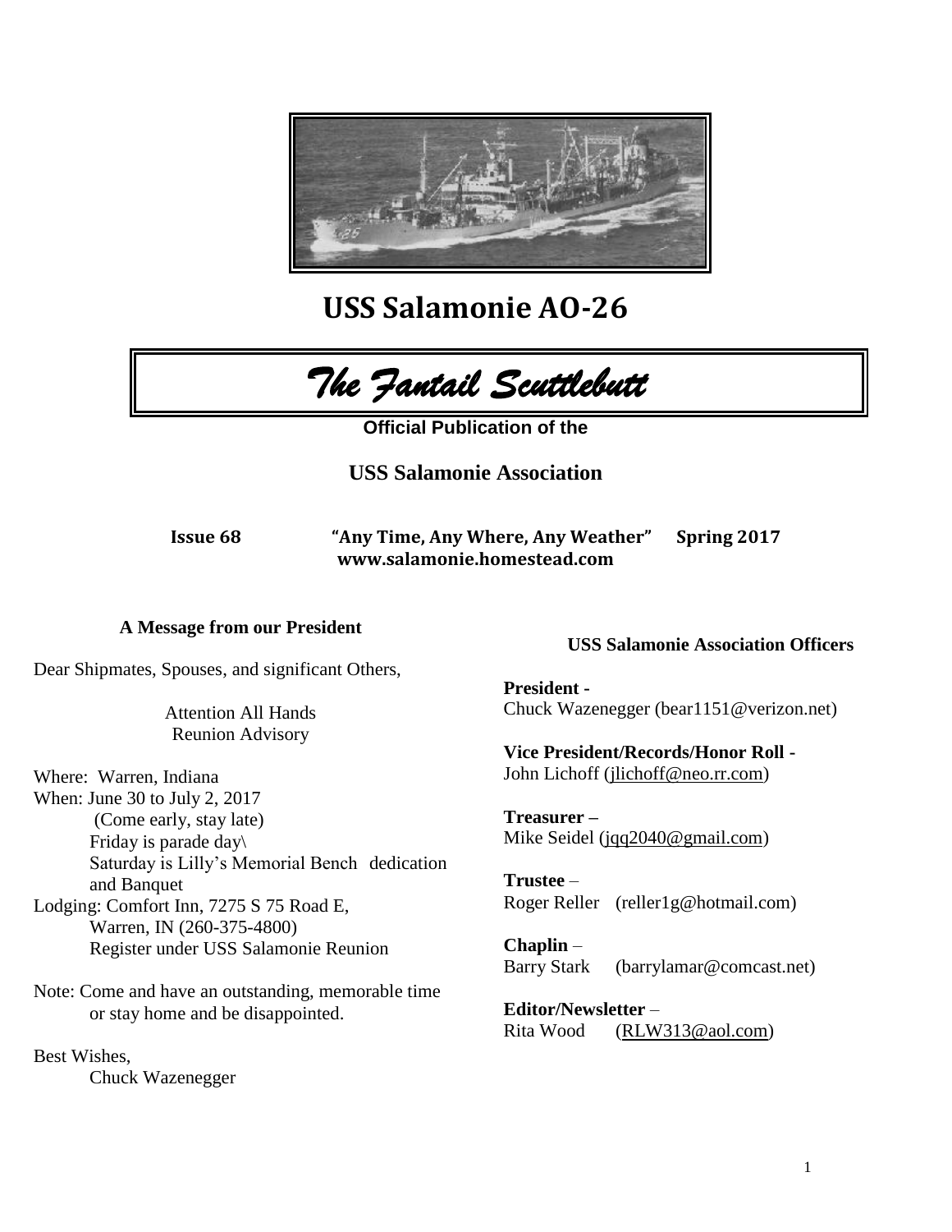# USS Salamonie AO-26

# *The Fantail Scuttlebutt*

**Official Publication of the**

**USS Salamonie Association**

**Issue 68** **"Any Time, Any Where, Any Weather"** **Spring 2017**
**www.salamonie.homestead.com**

### A Message from our President

Dear Shipmates, Spouses, and significant Others,

Attention All Hands
Reunion Advisory

Where: Warren, Indiana
When: June 30 to July 2, 2017
(Come early, stay late)
Friday is parade day\
Saturday is Lilly's Memorial Bench dedication and Banquet
Lodging: Comfort Inn, 7275 S 75 Road E, Warren, IN (260-375-4800)
Register under USS Salamonie Reunion

Note: Come and have an outstanding, memorable time or stay home and be disappointed.

Best Wishes,
Chuck Wazenegger

### USS Salamonie Association Officers

**President -**
Chuck Wazenegger (bear1151@verizon.net)

**Vice President/Records/Honor Roll -**
John Lichoff (jlichoff@neo.rr.com)

**Treasurer –**
Mike Seidel (jqq2040@gmail.com)

**Trustee** –
Roger Reller (reller1g@hotmail.com)

**Chaplin** –
Barry Stark (barrylamar@comcast.net)

**Editor/Newsletter** –
Rita Wood (RLW313@aol.com)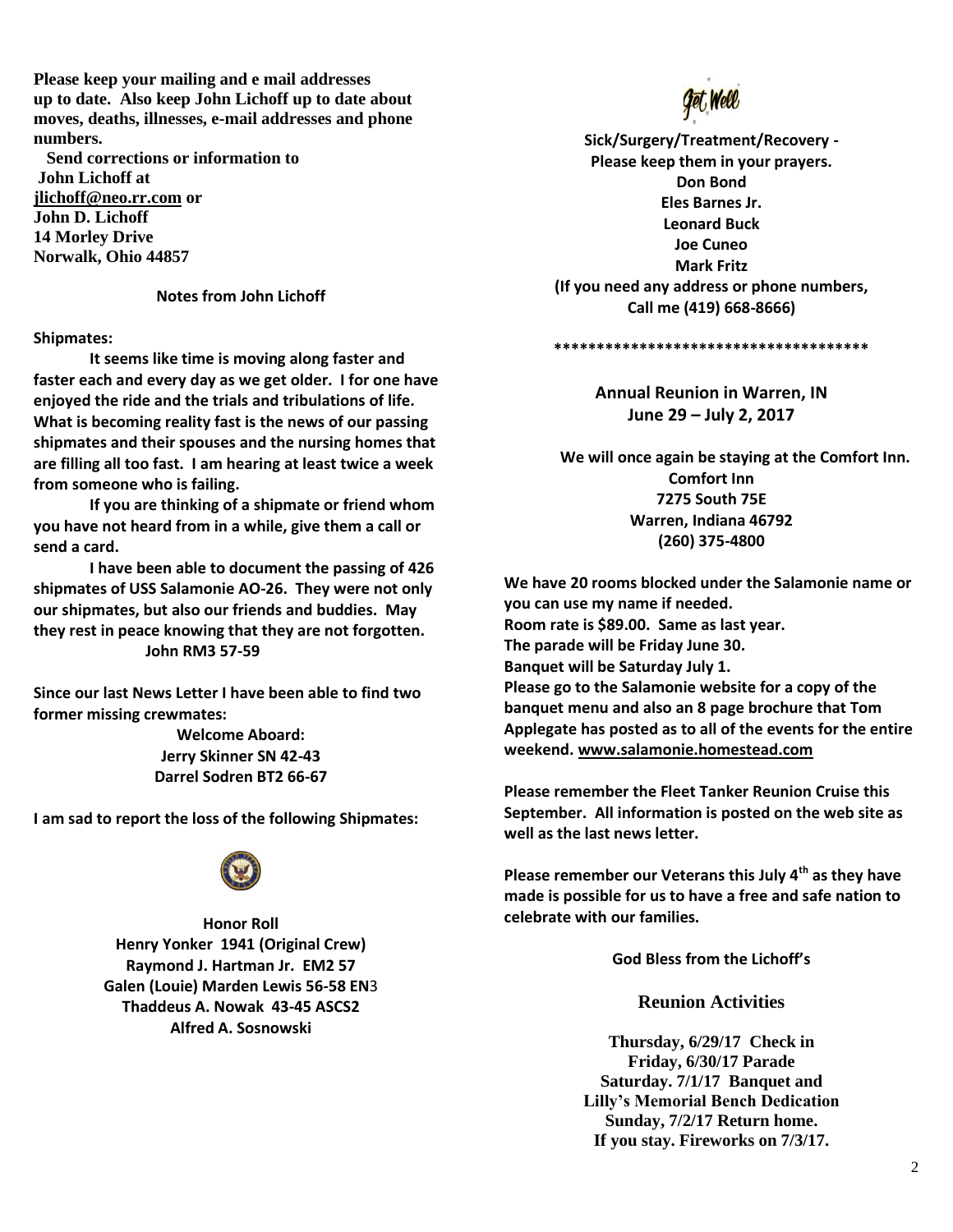**Please keep your mailing and e mail addresses up to date. Also keep John Lichoff up to date about moves, deaths, illnesses, e-mail addresses and phone numbers.**

**Send corrections or information to John Lichoff at jlichoff@neo.rr.com or**
**John D. Lichoff**
**14 Morley Drive**
**Norwalk, Ohio 44857**

**Notes from John Lichoff**

**Shipmates:**

**It seems like time is moving along faster and faster each and every day as we get older. I for one have enjoyed the ride and the trials and tribulations of life. What is becoming reality fast is the news of our passing shipmates and their spouses and the nursing homes that are filling all too fast. I am hearing at least twice a week from someone who is failing.**

**If you are thinking of a shipmate or friend whom you have not heard from in a while, give them a call or send a card.**

**I have been able to document the passing of 426 shipmates of USS Salamonie AO-26. They were not only our shipmates, but also our friends and buddies. May they rest in peace knowing that they are not forgotten.**
**John RM3 57-59**

**Since our last News Letter I have been able to find two former missing crewmates:**

**Welcome Aboard:**
**Jerry Skinner SN 42-43**
**Darrel Sodren BT2 66-67**

**I am sad to report the loss of the following Shipmates:**

**Honor Roll**
**Henry Yonker 1941 (Original Crew)**
**Raymond J. Hartman Jr. EM2 57**
**Galen (Louie) Marden Lewis 56-58 EN3**
**Thaddeus A. Nowak 43-45 ASCS2**
**Alfred A. Sosnowski**

Get Well

**Sick/Surgery/Treatment/Recovery - Please keep them in your prayers.**
**Don Bond**
**Eles Barnes Jr.**
**Leonard Buck**
**Joe Cuneo**
**Mark Fritz**
**(If you need any address or phone numbers, Call me (419) 668-8666)**

**************************************

**Annual Reunion in Warren, IN**
**June 29 – July 2, 2017**

**We will once again be staying at the Comfort Inn.**
**Comfort Inn**
**7275 South 75E**
**Warren, Indiana 46792**
**(260) 375-4800**

**We have 20 rooms blocked under the Salamonie name or you can use my name if needed.**
**Room rate is $89.00. Same as last year.**
**The parade will be Friday June 30.**
**Banquet will be Saturday July 1.**
**Please go to the Salamonie website for a copy of the banquet menu and also an 8 page brochure that Tom Applegate has posted as to all of the events for the entire weekend. www.salamonie.homestead.com**

**Please remember the Fleet Tanker Reunion Cruise this September. All information is posted on the web site as well as the last news letter.**

**Please remember our Veterans this July 4th as they have made is possible for us to have a free and safe nation to celebrate with our families.**

**God Bless from the Lichoff's**

## Reunion Activities

**Thursday, 6/29/17 Check in**
**Friday, 6/30/17 Parade**
**Saturday. 7/1/17 Banquet and Lilly's Memorial Bench Dedication**
**Sunday, 7/2/17 Return home.**
**If you stay. Fireworks on 7/3/17.**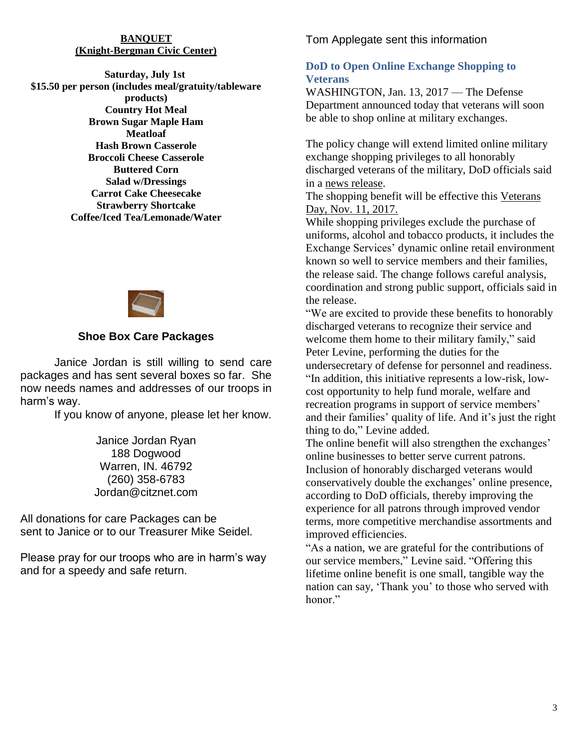**BANQUET**
**(Knight-Bergman Civic Center)**

**Saturday, July 1st**
**$15.50 per person (includes meal/gratuity/tableware products)**
**Country Hot Meal**
**Brown Sugar Maple Ham**
**Meatloaf**
**Hash Brown Casserole**
**Broccoli Cheese Casserole**
**Buttered Corn**
**Salad w/Dressings**
**Carrot Cake Cheesecake**
**Strawberry Shortcake**
**Coffee/Iced Tea/Lemonade/Water**

## Shoe Box Care Packages

Janice Jordan is still willing to send care packages and has sent several boxes so far. She now needs names and addresses of our troops in harm's way.

If you know of anyone, please let her know.

Janice Jordan Ryan
188 Dogwood
Warren, IN. 46792
(260) 358-6783
Jordan@citznet.com

All donations for care Packages can be sent to Janice or to our Treasurer Mike Seidel.

Please pray for our troops who are in harm's way and for a speedy and safe return.

Tom Applegate sent this information

## DoD to Open Online Exchange Shopping to Veterans

WASHINGTON, Jan. 13, 2017 — The Defense Department announced today that veterans will soon be able to shop online at military exchanges.

The policy change will extend limited online military exchange shopping privileges to all honorably discharged veterans of the military, DoD officials said in a news release.

The shopping benefit will be effective this Veterans Day, Nov. 11, 2017.

While shopping privileges exclude the purchase of uniforms, alcohol and tobacco products, it includes the Exchange Services' dynamic online retail environment known so well to service members and their families, the release said. The change follows careful analysis, coordination and strong public support, officials said in the release.

"We are excited to provide these benefits to honorably discharged veterans to recognize their service and welcome them home to their military family," said Peter Levine, performing the duties for the undersecretary of defense for personnel and readiness. "In addition, this initiative represents a low-risk, low-cost opportunity to help fund morale, welfare and recreation programs in support of service members' and their families' quality of life. And it's just the right thing to do," Levine added.

The online benefit will also strengthen the exchanges' online businesses to better serve current patrons. Inclusion of honorably discharged veterans would conservatively double the exchanges' online presence, according to DoD officials, thereby improving the experience for all patrons through improved vendor terms, more competitive merchandise assortments and improved efficiencies.

"As a nation, we are grateful for the contributions of our service members," Levine said. "Offering this lifetime online benefit is one small, tangible way the nation can say, 'Thank you' to those who served with honor."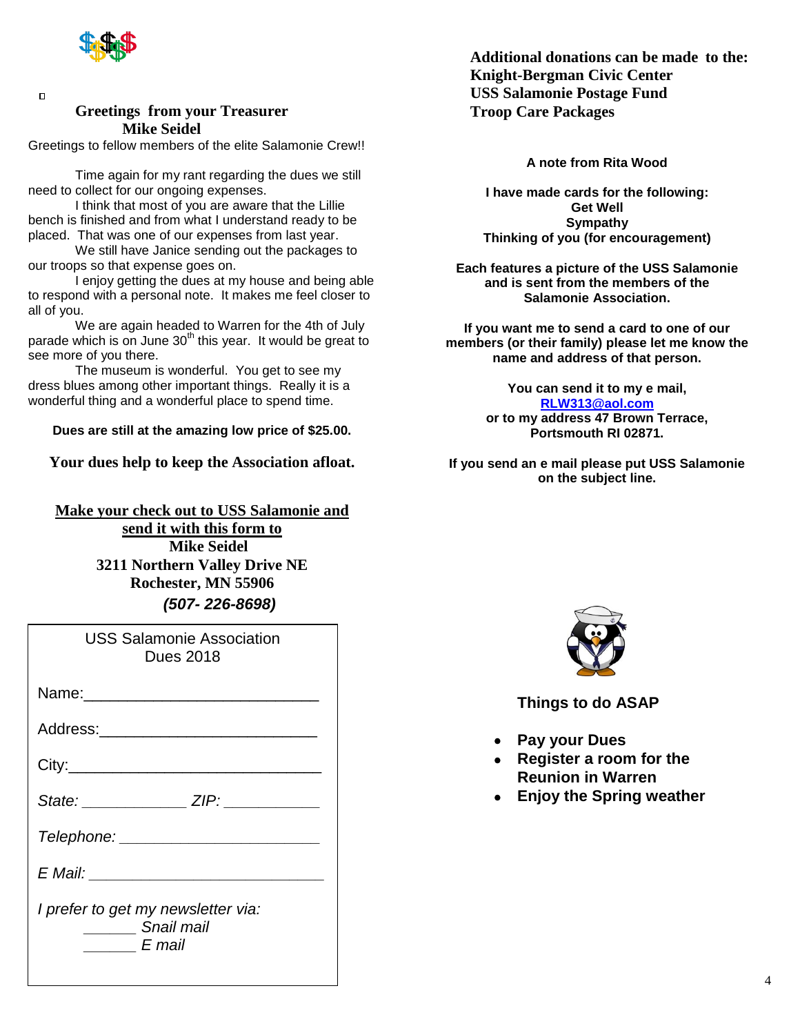## Greetings from your Treasurer Mike Seidel

Greetings to fellow members of the elite Salamonie Crew!!

Time again for my rant regarding the dues we still need to collect for our ongoing expenses.

I think that most of you are aware that the Lillie bench is finished and from what I understand ready to be placed. That was one of our expenses from last year.

We still have Janice sending out the packages to our troops so that expense goes on.

I enjoy getting the dues at my house and being able to respond with a personal note. It makes me feel closer to all of you.

We are again headed to Warren for the 4th of July parade which is on June 30th this year. It would be great to see more of you there.

The museum is wonderful. You get to see my dress blues among other important things. Really it is a wonderful thing and a wonderful place to spend time.

**Dues are still at the amazing low price of $25.00.**

**Your dues help to keep the Association afloat.**

**Make your check out to USS Salamonie and send it with this form to**
**Mike Seidel**
**3211 Northern Valley Drive NE**
**Rochester, MN 55906**
***(507- 226-8698)***

USS Salamonie Association
Dues 2018

Name:___________________________

Address:________________________

City:___________________________

*State:* ____________ *ZIP:* ___________

*Telephone:* ______________________

*E Mail:* _________________________

*I prefer to get my newsletter via:*
*______ Snail mail*
*______ E mail*

**Additional donations can be made to the:**
**Knight-Bergman Civic Center**
**USS Salamonie Postage Fund**
**Troop Care Packages**

### A note from Rita Wood

**I have made cards for the following:**
**Get Well**
**Sympathy**
**Thinking of you (for encouragement)**

**Each features a picture of the USS Salamonie and is sent from the members of the Salamonie Association.**

**If you want me to send a card to one of our members (or their family) please let me know the name and address of that person.**

**You can send it to my e mail, RLW313@aol.com or to my address 47 Brown Terrace, Portsmouth RI 02871.**

**If you send an e mail please put USS Salamonie on the subject line.**

### Things to do ASAP

- **Pay your Dues**
- **Register a room for the Reunion in Warren**
- **Enjoy the Spring weather**